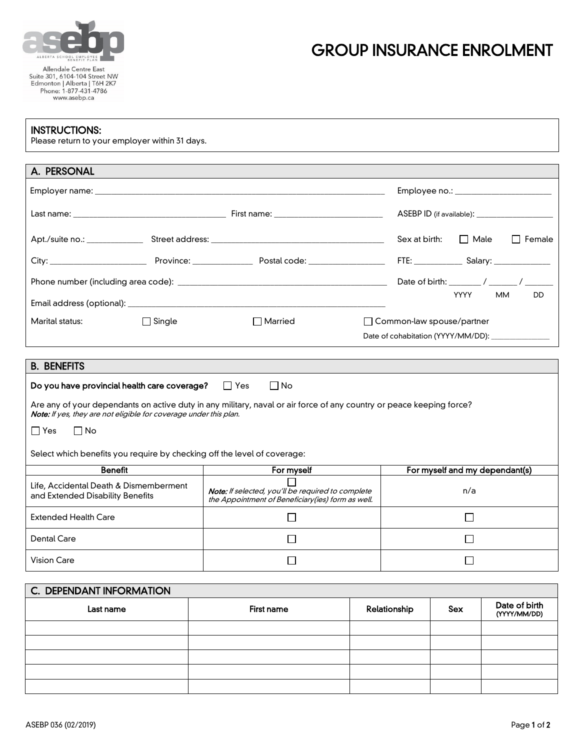Allendale Centre East
Suite 301, 6104-104 Street NW
Edmonton | Alberta | T6H 2K7
Phone: 1-877-431-4786
www.asebp.ca

# GROUP INSURANCE ENROLMENT

**INSTRUCTIONS:**
Please return to your employer within 31 days.

## A. PERSONAL

Employer name: ______________________________ Employee no.: ____________________

Last name: ____________________ First name: ____________________ ASEBP ID (if available): ____________________

Apt./suite no.: __________ Street address: ______________________________ Sex at birth: ☐ Male ☐ Female

City: ____________________ Province: __________ Postal code: ______________ FTE: __________ Salary: ____________

Phone number (including area code): ______________________________ Date of birth: ______ / ______ / ______ (YYYY MM DD)

Email address (optional): ______________________________

Marital status: ☐ Single ☐ Married ☐ Common-law spouse/partner
Date of cohabitation (YYYY/MM/DD): ______________

## B. BENEFITS

**Do you have provincial health care coverage?** ☐ Yes ☐ No

Are any of your dependants on active duty in any military, naval or air force of any country or peace keeping force?
***Note:*** *If yes, they are not eligible for coverage under this plan.*

☐ Yes ☐ No

Select which benefits you require by checking off the level of coverage:

| Benefit | For myself | For myself and my dependant(s) |
|---|---|---|
| Life, Accidental Death & Dismemberment and Extended Disability Benefits | ☐ ***Note:*** *If selected, you'll be required to complete the Appointment of Beneficiary(ies) form as well.* | n/a |
| Extended Health Care | ☐ | ☐ |
| Dental Care | ☐ | ☐ |
| Vision Care | ☐ | ☐ |

## C. DEPENDANT INFORMATION

| Last name | First name | Relationship | Sex | Date of birth (YYYY/MM/DD) |
|---|---|---|---|---|
| | | | | |
| | | | | |
| | | | | |
| | | | | |
| | | | | |

ASEBP 036 (02/2019)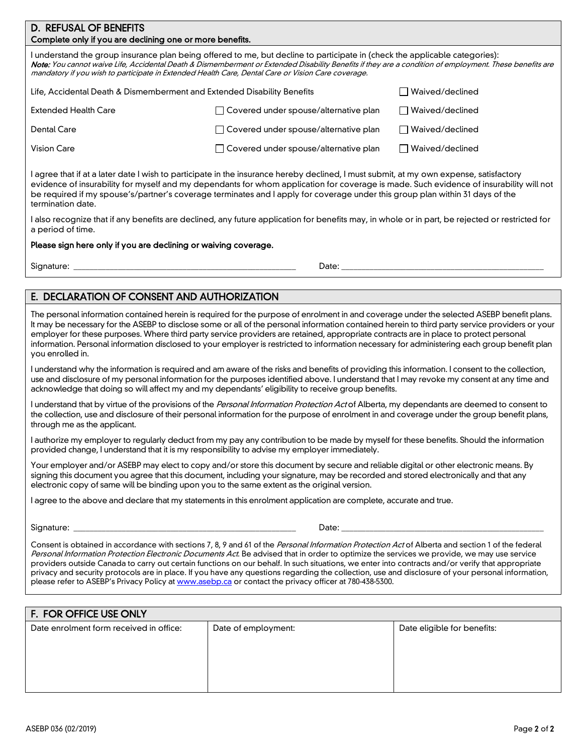## D. REFUSAL OF BENEFITS

**Complete only if you are declining one or more benefits.**

I understand the group insurance plan being offered to me, but decline to participate in (check the applicable categories):

***Note:*** *You cannot waive Life, Accidental Death & Dismemberment or Extended Disability Benefits if they are a condition of employment. These benefits are mandatory if you wish to participate in Extended Health Care, Dental Care or Vision Care coverage.*

| | | |
|---|---|---|
| Life, Accidental Death & Dismemberment and Extended Disability Benefits | | ☐ Waived/declined |
| Extended Health Care | ☐ Covered under spouse/alternative plan | ☐ Waived/declined |
| Dental Care | ☐ Covered under spouse/alternative plan | ☐ Waived/declined |
| Vision Care | ☐ Covered under spouse/alternative plan | ☐ Waived/declined |

I agree that if at a later date I wish to participate in the insurance hereby declined, I must submit, at my own expense, satisfactory evidence of insurability for myself and my dependants for whom application for coverage is made. Such evidence of insurability will not be required if my spouse's/partner's coverage terminates and I apply for coverage under this group plan within 31 days of the termination date.

I also recognize that if any benefits are declined, any future application for benefits may, in whole or in part, be rejected or restricted for a period of time.

**Please sign here only if you are declining or waiving coverage.**

Signature: ______________________________ Date: ______________________________

## E. DECLARATION OF CONSENT AND AUTHORIZATION

The personal information contained herein is required for the purpose of enrolment in and coverage under the selected ASEBP benefit plans. It may be necessary for the ASEBP to disclose some or all of the personal information contained herein to third party service providers or your employer for these purposes. Where third party service providers are retained, appropriate contracts are in place to protect personal information. Personal information disclosed to your employer is restricted to information necessary for administering each group benefit plan you enrolled in.

I understand why the information is required and am aware of the risks and benefits of providing this information. I consent to the collection, use and disclosure of my personal information for the purposes identified above. I understand that I may revoke my consent at any time and acknowledge that doing so will affect my and my dependants' eligibility to receive group benefits.

I understand that by virtue of the provisions of the *Personal Information Protection Act* of Alberta, my dependants are deemed to consent to the collection, use and disclosure of their personal information for the purpose of enrolment in and coverage under the group benefit plans, through me as the applicant.

I authorize my employer to regularly deduct from my pay any contribution to be made by myself for these benefits. Should the information provided change, I understand that it is my responsibility to advise my employer immediately.

Your employer and/or ASEBP may elect to copy and/or store this document by secure and reliable digital or other electronic means. By signing this document you agree that this document, including your signature, may be recorded and stored electronically and that any electronic copy of same will be binding upon you to the same extent as the original version.

I agree to the above and declare that my statements in this enrolment application are complete, accurate and true.

Signature: ______________________________ Date: ______________________________

Consent is obtained in accordance with sections 7, 8, 9 and 61 of the *Personal Information Protection Act* of Alberta and section 1 of the federal *Personal Information Protection Electronic Documents Act*. Be advised that in order to optimize the services we provide, we may use service providers outside Canada to carry out certain functions on our behalf. In such situations, we enter into contracts and/or verify that appropriate privacy and security protocols are in place. If you have any questions regarding the collection, use and disclosure of your personal information, please refer to ASEBP's Privacy Policy at www.asebp.ca or contact the privacy officer at 780-438-5300.

## F. FOR OFFICE USE ONLY

| Date enrolment form received in office: | Date of employment: | Date eligible for benefits: |
|---|---|---|
| | | |

ASEBP 036 (02/2019)